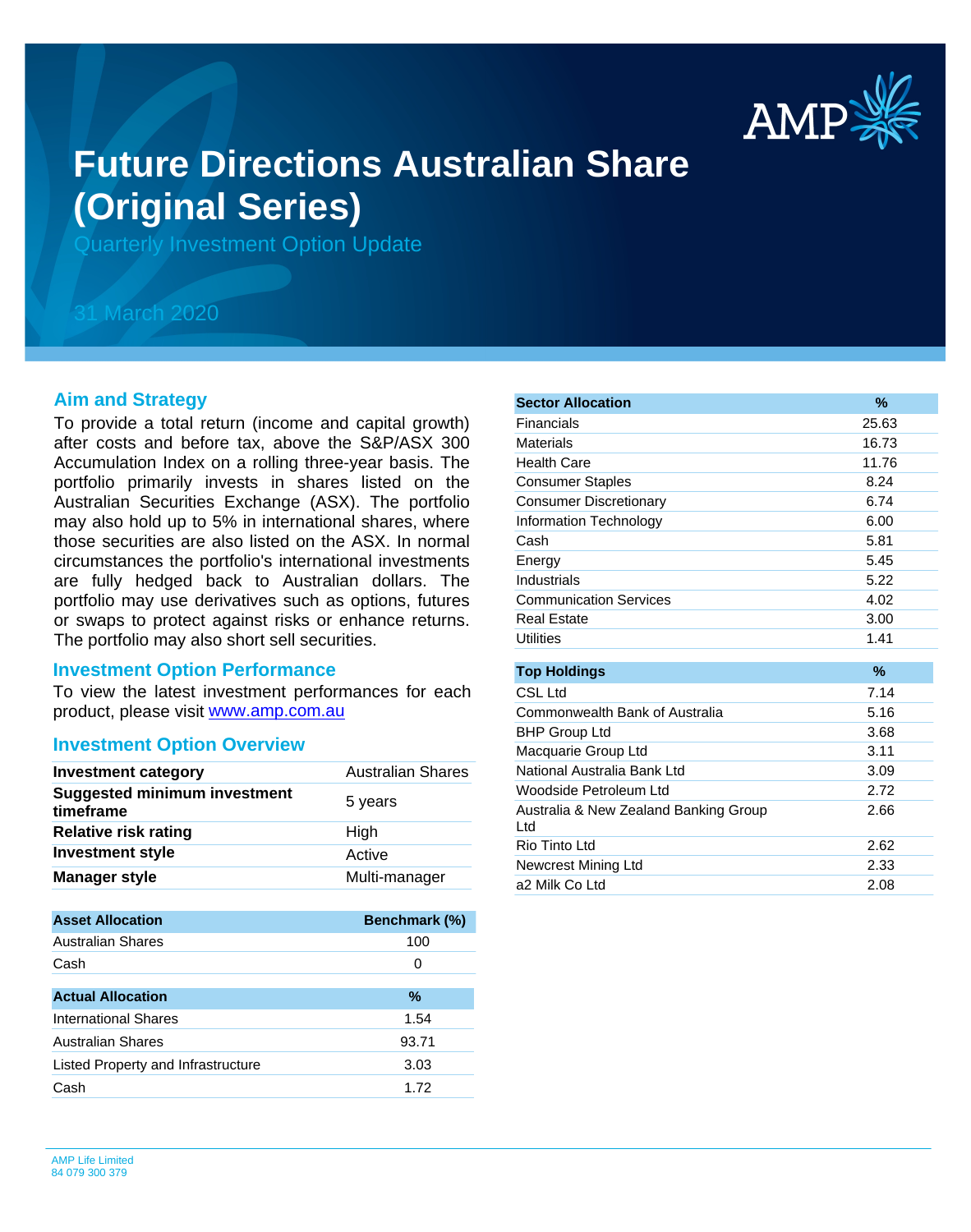# Future Directions Australian Share (Original Series)

Quarterly Investment Option Update

31 March 2020

## Aim and Strategy

To provide a total return (income and capital growth) after costs and before tax, above the S&P/ASX 300 Accumulation Index on a rolling three-year basis. The portfolio primarily invests in shares listed on the Australian Securities Exchange (ASX). The portfolio may also hold up to 5% in international shares, where those securities are also listed on the ASX. In normal circumstances the portfolio's international investments are fully hedged back to Australian dollars. The portfolio may use derivatives such as options, futures or swaps to protect against risks or enhance returns. The portfolio may also short sell securities.

## Investment Option Performance

To view the latest investment performances for each product, please visit www.amp.com.au

## Investment Option Overview

| | |
|---|---|
| **Investment category** | Australian Shares |
| **Suggested minimum investment timeframe** | 5 years |
| **Relative risk rating** | High |
| **Investment style** | Active |
| **Manager style** | Multi-manager |

| Asset Allocation | Benchmark (%) |
|---|---|
| Australian Shares | 100 |
| Cash | 0 |

| Actual Allocation | % |
|---|---|
| International Shares | 1.54 |
| Australian Shares | 93.71 |
| Listed Property and Infrastructure | 3.03 |
| Cash | 1.72 |

| Sector Allocation | % |
|---|---|
| Financials | 25.63 |
| Materials | 16.73 |
| Health Care | 11.76 |
| Consumer Staples | 8.24 |
| Consumer Discretionary | 6.74 |
| Information Technology | 6.00 |
| Cash | 5.81 |
| Energy | 5.45 |
| Industrials | 5.22 |
| Communication Services | 4.02 |
| Real Estate | 3.00 |
| Utilities | 1.41 |

| Top Holdings | % |
|---|---|
| CSL Ltd | 7.14 |
| Commonwealth Bank of Australia | 5.16 |
| BHP Group Ltd | 3.68 |
| Macquarie Group Ltd | 3.11 |
| National Australia Bank Ltd | 3.09 |
| Woodside Petroleum Ltd | 2.72 |
| Australia & New Zealand Banking Group Ltd | 2.66 |
| Rio Tinto Ltd | 2.62 |
| Newcrest Mining Ltd | 2.33 |
| a2 Milk Co Ltd | 2.08 |

AMP Life Limited
84 079 300 379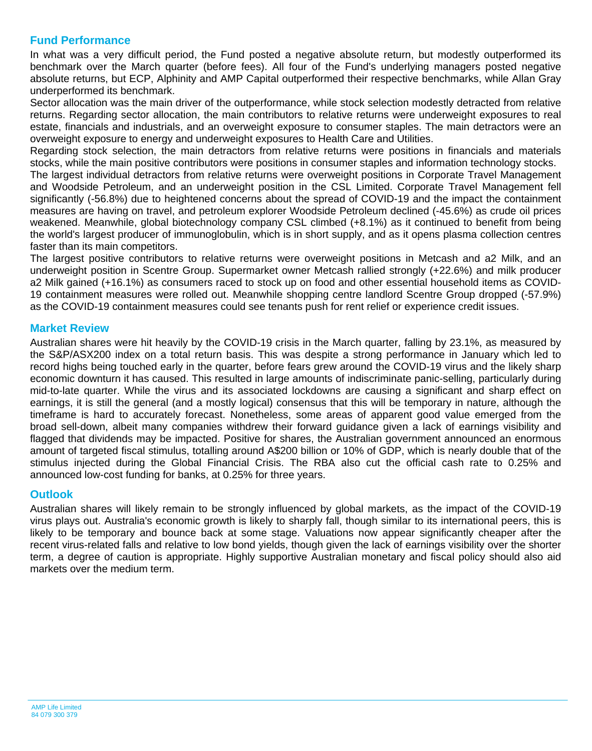## Fund Performance

In what was a very difficult period, the Fund posted a negative absolute return, but modestly outperformed its benchmark over the March quarter (before fees). All four of the Fund's underlying managers posted negative absolute returns, but ECP, Alphinity and AMP Capital outperformed their respective benchmarks, while Allan Gray underperformed its benchmark.

Sector allocation was the main driver of the outperformance, while stock selection modestly detracted from relative returns. Regarding sector allocation, the main contributors to relative returns were underweight exposures to real estate, financials and industrials, and an overweight exposure to consumer staples. The main detractors were an overweight exposure to energy and underweight exposures to Health Care and Utilities.

Regarding stock selection, the main detractors from relative returns were positions in financials and materials stocks, while the main positive contributors were positions in consumer staples and information technology stocks.

The largest individual detractors from relative returns were overweight positions in Corporate Travel Management and Woodside Petroleum, and an underweight position in the CSL Limited. Corporate Travel Management fell significantly (-56.8%) due to heightened concerns about the spread of COVID-19 and the impact the containment measures are having on travel, and petroleum explorer Woodside Petroleum declined (-45.6%) as crude oil prices weakened. Meanwhile, global biotechnology company CSL climbed (+8.1%) as it continued to benefit from being the world's largest producer of immunoglobulin, which is in short supply, and as it opens plasma collection centres faster than its main competitors.

The largest positive contributors to relative returns were overweight positions in Metcash and a2 Milk, and an underweight position in Scentre Group. Supermarket owner Metcash rallied strongly (+22.6%) and milk producer a2 Milk gained (+16.1%) as consumers raced to stock up on food and other essential household items as COVID-19 containment measures were rolled out. Meanwhile shopping centre landlord Scentre Group dropped (-57.9%) as the COVID-19 containment measures could see tenants push for rent relief or experience credit issues.

## Market Review

Australian shares were hit heavily by the COVID-19 crisis in the March quarter, falling by 23.1%, as measured by the S&P/ASX200 index on a total return basis. This was despite a strong performance in January which led to record highs being touched early in the quarter, before fears grew around the COVID-19 virus and the likely sharp economic downturn it has caused. This resulted in large amounts of indiscriminate panic-selling, particularly during mid-to-late quarter. While the virus and its associated lockdowns are causing a significant and sharp effect on earnings, it is still the general (and a mostly logical) consensus that this will be temporary in nature, although the timeframe is hard to accurately forecast. Nonetheless, some areas of apparent good value emerged from the broad sell-down, albeit many companies withdrew their forward guidance given a lack of earnings visibility and flagged that dividends may be impacted. Positive for shares, the Australian government announced an enormous amount of targeted fiscal stimulus, totalling around A$200 billion or 10% of GDP, which is nearly double that of the stimulus injected during the Global Financial Crisis. The RBA also cut the official cash rate to 0.25% and announced low-cost funding for banks, at 0.25% for three years.

## Outlook

Australian shares will likely remain to be strongly influenced by global markets, as the impact of the COVID-19 virus plays out. Australia's economic growth is likely to sharply fall, though similar to its international peers, this is likely to be temporary and bounce back at some stage. Valuations now appear significantly cheaper after the recent virus-related falls and relative to low bond yields, though given the lack of earnings visibility over the shorter term, a degree of caution is appropriate. Highly supportive Australian monetary and fiscal policy should also aid markets over the medium term.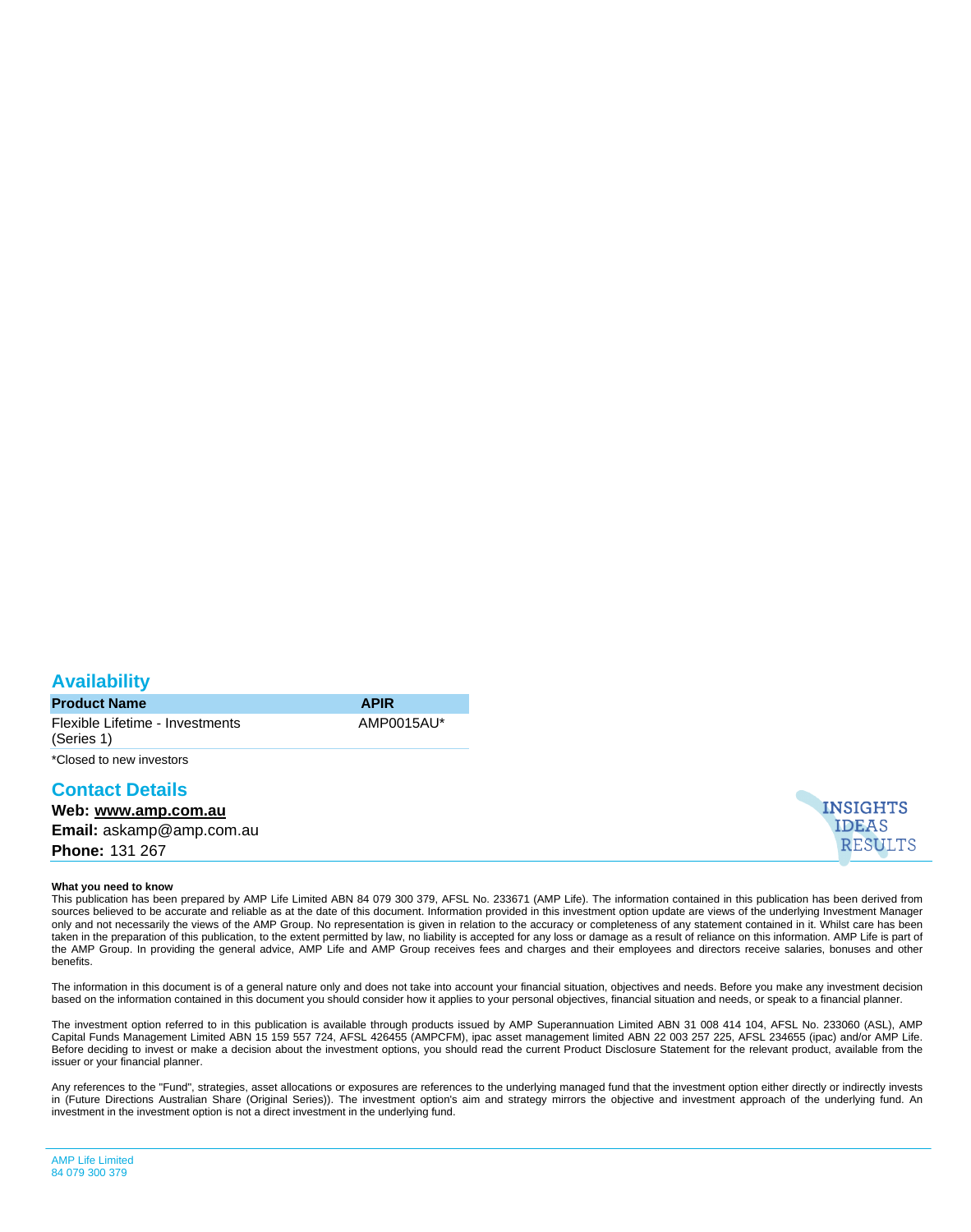## Availability

| Product Name | APIR |
|---|---|
| Flexible Lifetime - Investments (Series 1) | AMP0015AU* |

*Closed to new investors

## Contact Details

**Web:** **www.amp.com.au**
**Email:** askamp@amp.com.au
**Phone:** 131 267

INSIGHTS
IDEAS
RESULTS

**What you need to know**

This publication has been prepared by AMP Life Limited ABN 84 079 300 379, AFSL No. 233671 (AMP Life). The information contained in this publication has been derived from sources believed to be accurate and reliable as at the date of this document. Information provided in this investment option update are views of the underlying Investment Manager only and not necessarily the views of the AMP Group. No representation is given in relation to the accuracy or completeness of any statement contained in it. Whilst care has been taken in the preparation of this publication, to the extent permitted by law, no liability is accepted for any loss or damage as a result of reliance on this information. AMP Life is part of the AMP Group. In providing the general advice, AMP Life and AMP Group receives fees and charges and their employees and directors receive salaries, bonuses and other benefits.

The information in this document is of a general nature only and does not take into account your financial situation, objectives and needs. Before you make any investment decision based on the information contained in this document you should consider how it applies to your personal objectives, financial situation and needs, or speak to a financial planner.

The investment option referred to in this publication is available through products issued by AMP Superannuation Limited ABN 31 008 414 104, AFSL No. 233060 (ASL), AMP Capital Funds Management Limited ABN 15 159 557 724, AFSL 426455 (AMPCFM), ipac asset management limited ABN 22 003 257 225, AFSL 234655 (ipac) and/or AMP Life. Before deciding to invest or make a decision about the investment options, you should read the current Product Disclosure Statement for the relevant product, available from the issuer or your financial planner.

Any references to the "Fund", strategies, asset allocations or exposures are references to the underlying managed fund that the investment option either directly or indirectly invests in (Future Directions Australian Share (Original Series)). The investment option's aim and strategy mirrors the objective and investment approach of the underlying fund. An investment in the investment option is not a direct investment in the underlying fund.

AMP Life Limited
84 079 300 379